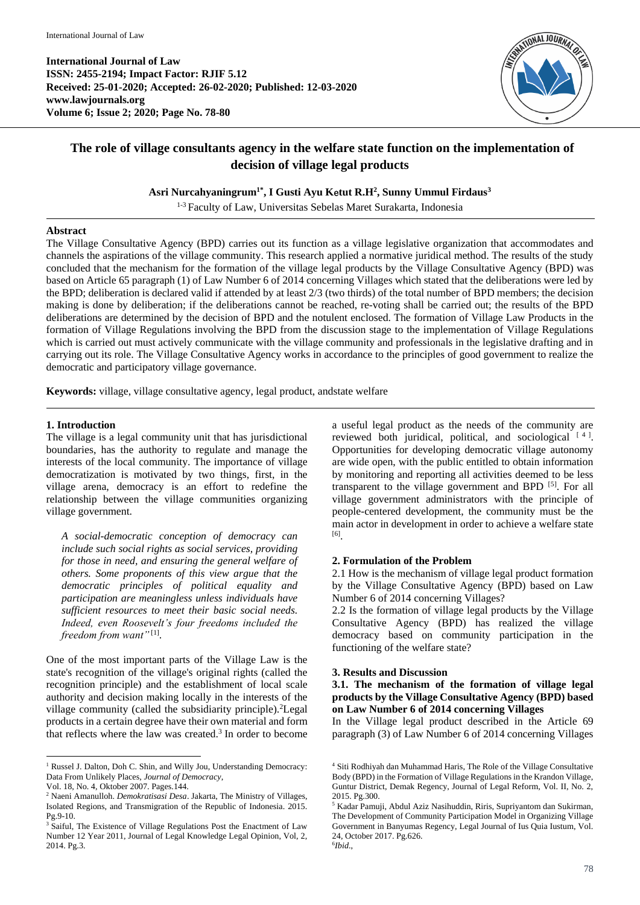International Journal of Law
ISSN: 2455-2194; Impact Factor: RJIF 5.12
Received: 25-01-2020; Accepted: 26-02-2020; Published: 12-03-2020
www.lawjournals.org
Volume 6; Issue 2; 2020; Page No. 78-80

# The role of village consultants agency in the welfare state function on the implementation of decision of village legal products

**Asri Nurcahyaningrum[1*], I Gusti Ayu Ketut R.H[2], Sunny Ummul Firdaus[3]**

[1-3] Faculty of Law, Universitas Sebelas Maret Surakarta, Indonesia

## Abstract

The Village Consultative Agency (BPD) carries out its function as a village legislative organization that accommodates and channels the aspirations of the village community. This research applied a normative juridical method. The results of the study concluded that the mechanism for the formation of the village legal products by the Village Consultative Agency (BPD) was based on Article 65 paragraph (1) of Law Number 6 of 2014 concerning Villages which stated that the deliberations were led by the BPD; deliberation is declared valid if attended by at least 2/3 (two thirds) of the total number of BPD members; the decision making is done by deliberation; if the deliberations cannot be reached, re-voting shall be carried out; the results of the BPD deliberations are determined by the decision of BPD and the notulent enclosed. The formation of Village Law Products in the formation of Village Regulations involving the BPD from the discussion stage to the implementation of Village Regulations which is carried out must actively communicate with the village community and professionals in the legislative drafting and in carrying out its role. The Village Consultative Agency works in accordance to the principles of good government to realize the democratic and participatory village governance.

**Keywords:** village, village consultative agency, legal product, andstate welfare

## 1. Introduction

The village is a legal community unit that has jurisdictional boundaries, has the authority to regulate and manage the interests of the local community. The importance of village democratization is motivated by two things, first, in the village arena, democracy is an effort to redefine the relationship between the village communities organizing village government.

> *A social-democratic conception of democracy can include such social rights as social services, providing for those in need, and ensuring the general welfare of others. Some proponents of this view argue that the democratic principles of political equality and participation are meaningless unless individuals have sufficient resources to meet their basic social needs. Indeed, even Roosevelt's four freedoms included the freedom from want"* [1].

One of the most important parts of the Village Law is the state's recognition of the village's original rights (called the recognition principle) and the establishment of local scale authority and decision making locally in the interests of the village community (called the subsidiarity principle).[2]Legal products in a certain degree have their own material and form that reflects where the law was created.[3] In order to become a useful legal product as the needs of the community are reviewed both juridical, political, and sociological [4]. Opportunities for developing democratic village autonomy are wide open, with the public entitled to obtain information by monitoring and reporting all activities deemed to be less transparent to the village government and BPD [5]. For all village government administrators with the principle of people-centered development, the community must be the main actor in development in order to achieve a welfare state [6].

## 2. Formulation of the Problem

2.1 How is the mechanism of village legal product formation by the Village Consultative Agency (BPD) based on Law Number 6 of 2014 concerning Villages?

2.2 Is the formation of village legal products by the Village Consultative Agency (BPD) has realized the village democracy based on community participation in the functioning of the welfare state?

## 3. Results and Discussion

### 3.1. The mechanism of the formation of village legal products by the Village Consultative Agency (BPD) based on Law Number 6 of 2014 concerning Villages

In the Village legal product described in the Article 69 paragraph (3) of Law Number 6 of 2014 concerning Villages

---

[1] Russel J. Dalton, Doh C. Shin, and Willy Jou, Understanding Democracy: Data From Unlikely Places, *Journal of Democracy*, Vol. 18, No. 4, Oktober 2007. Pages.144.

[2] Naeni Amanulloh. *Demokratisasi Desa*. Jakarta, The Ministry of Villages, Isolated Regions, and Transmigration of the Republic of Indonesia. 2015. Pg.9-10.

[3] Saiful, The Existence of Village Regulations Post the Enactment of Law Number 12 Year 2011, Journal of Legal Knowledge Legal Opinion, Vol, 2, 2014. Pg.3.

[4] Siti Rodhiyah dan Muhammad Haris, The Role of the Village Consultative Body (BPD) in the Formation of Village Regulations in the Krandon Village, Guntur District, Demak Regency, Journal of Legal Reform, Vol. II, No. 2, 2015. Pg.300.

[5] Kadar Pamuji, Abdul Aziz Nasihuddin, Riris, Supriyantom dan Sukirman, The Development of Community Participation Model in Organizing Village Government in Banyumas Regency, Legal Journal of Ius Quia Iustum, Vol. 24, October 2017. Pg.626.

[6]*Ibid.*,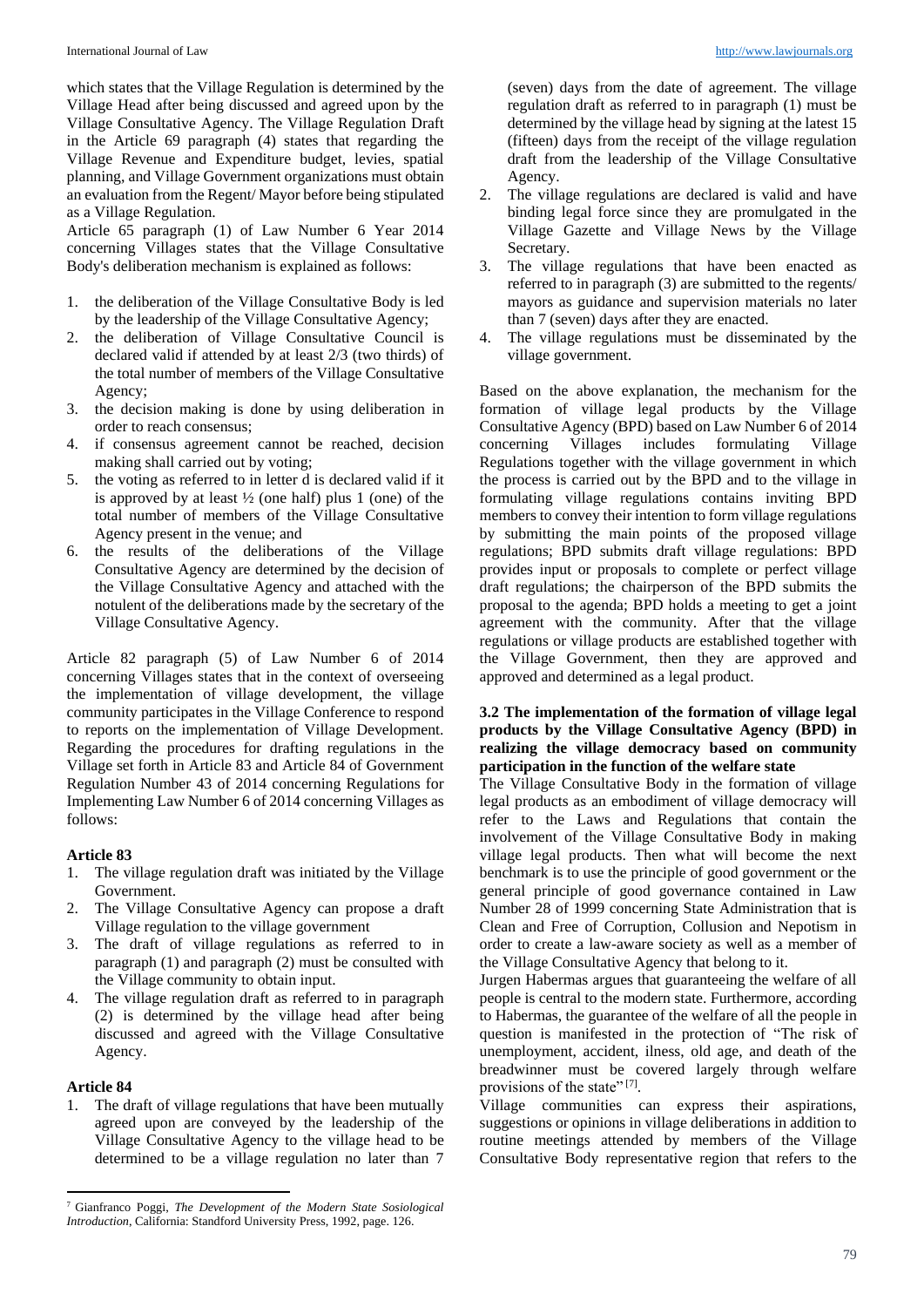which states that the Village Regulation is determined by the Village Head after being discussed and agreed upon by the Village Consultative Agency. The Village Regulation Draft in the Article 69 paragraph (4) states that regarding the Village Revenue and Expenditure budget, levies, spatial planning, and Village Government organizations must obtain an evaluation from the Regent/ Mayor before being stipulated as a Village Regulation.

Article 65 paragraph (1) of Law Number 6 Year 2014 concerning Villages states that the Village Consultative Body's deliberation mechanism is explained as follows:

1. the deliberation of the Village Consultative Body is led by the leadership of the Village Consultative Agency;
2. the deliberation of Village Consultative Council is declared valid if attended by at least 2/3 (two thirds) of the total number of members of the Village Consultative Agency;
3. the decision making is done by using deliberation in order to reach consensus;
4. if consensus agreement cannot be reached, decision making shall carried out by voting;
5. the voting as referred to in letter d is declared valid if it is approved by at least ½ (one half) plus 1 (one) of the total number of members of the Village Consultative Agency present in the venue; and
6. the results of the deliberations of the Village Consultative Agency are determined by the decision of the Village Consultative Agency and attached with the notulent of the deliberations made by the secretary of the Village Consultative Agency.

Article 82 paragraph (5) of Law Number 6 of 2014 concerning Villages states that in the context of overseeing the implementation of village development, the village community participates in the Village Conference to respond to reports on the implementation of Village Development. Regarding the procedures for drafting regulations in the Village set forth in Article 83 and Article 84 of Government Regulation Number 43 of 2014 concerning Regulations for Implementing Law Number 6 of 2014 concerning Villages as follows:

**Article 83**

1. The village regulation draft was initiated by the Village Government.
2. The Village Consultative Agency can propose a draft Village regulation to the village government
3. The draft of village regulations as referred to in paragraph (1) and paragraph (2) must be consulted with the Village community to obtain input.
4. The village regulation draft as referred to in paragraph (2) is determined by the village head after being discussed and agreed with the Village Consultative Agency.

**Article 84**

1. The draft of village regulations that have been mutually agreed upon are conveyed by the leadership of the Village Consultative Agency to the village head to be determined to be a village regulation no later than 7 (seven) days from the date of agreement. The village regulation draft as referred to in paragraph (1) must be determined by the village head by signing at the latest 15 (fifteen) days from the receipt of the village regulation draft from the leadership of the Village Consultative Agency.
2. The village regulations are declared is valid and have binding legal force since they are promulgated in the Village Gazette and Village News by the Village Secretary.
3. The village regulations that have been enacted as referred to in paragraph (3) are submitted to the regents/ mayors as guidance and supervision materials no later than 7 (seven) days after they are enacted.
4. The village regulations must be disseminated by the village government.

Based on the above explanation, the mechanism for the formation of village legal products by the Village Consultative Agency (BPD) based on Law Number 6 of 2014 concerning Villages includes formulating Village Regulations together with the village government in which the process is carried out by the BPD and to the village in formulating village regulations contains inviting BPD members to convey their intention to form village regulations by submitting the main points of the proposed village regulations; BPD submits draft village regulations: BPD provides input or proposals to complete or perfect village draft regulations; the chairperson of the BPD submits the proposal to the agenda; BPD holds a meeting to get a joint agreement with the community. After that the village regulations or village products are established together with the Village Government, then they are approved and approved and determined as a legal product.

### 3.2 The implementation of the formation of village legal products by the Village Consultative Agency (BPD) in realizing the village democracy based on community participation in the function of the welfare state

The Village Consultative Body in the formation of village legal products as an embodiment of village democracy will refer to the Laws and Regulations that contain the involvement of the Village Consultative Body in making village legal products. Then what will become the next benchmark is to use the principle of good government or the general principle of good governance contained in Law Number 28 of 1999 concerning State Administration that is Clean and Free of Corruption, Collusion and Nepotism in order to create a law-aware society as well as a member of the Village Consultative Agency that belong to it.

Jurgen Habermas argues that guaranteeing the welfare of all people is central to the modern state. Furthermore, according to Habermas, the guarantee of the welfare of all the people in question is manifested in the protection of "The risk of unemployment, accident, ilness, old age, and death of the breadwinner must be covered largely through welfare provisions of the state" [7].

Village communities can express their aspirations, suggestions or opinions in village deliberations in addition to routine meetings attended by members of the Village Consultative Body representative region that refers to the

[7] Gianfranco Poggi, *The Development of the Modern State Sosiological Introduction*, California: Standford University Press, 1992, page. 126.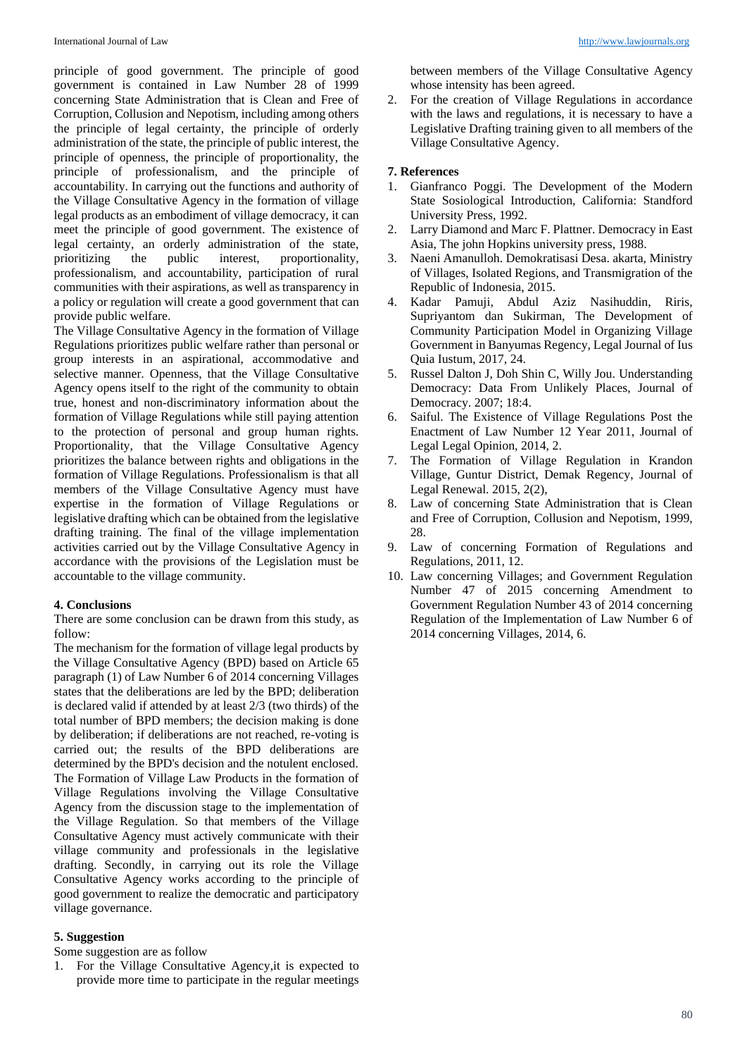principle of good government. The principle of good government is contained in Law Number 28 of 1999 concerning State Administration that is Clean and Free of Corruption, Collusion and Nepotism, including among others the principle of legal certainty, the principle of orderly administration of the state, the principle of public interest, the principle of openness, the principle of proportionality, the principle of professionalism, and the principle of accountability. In carrying out the functions and authority of the Village Consultative Agency in the formation of village legal products as an embodiment of village democracy, it can meet the principle of good government. The existence of legal certainty, an orderly administration of the state, prioritizing the public interest, proportionality, professionalism, and accountability, participation of rural communities with their aspirations, as well as transparency in a policy or regulation will create a good government that can provide public welfare.

The Village Consultative Agency in the formation of Village Regulations prioritizes public welfare rather than personal or group interests in an aspirational, accommodative and selective manner. Openness, that the Village Consultative Agency opens itself to the right of the community to obtain true, honest and non-discriminatory information about the formation of Village Regulations while still paying attention to the protection of personal and group human rights. Proportionality, that the Village Consultative Agency prioritizes the balance between rights and obligations in the formation of Village Regulations. Professionalism is that all members of the Village Consultative Agency must have expertise in the formation of Village Regulations or legislative drafting which can be obtained from the legislative drafting training. The final of the village implementation activities carried out by the Village Consultative Agency in accordance with the provisions of the Legislation must be accountable to the village community.

## 4. Conclusions

There are some conclusion can be drawn from this study, as follow:

The mechanism for the formation of village legal products by the Village Consultative Agency (BPD) based on Article 65 paragraph (1) of Law Number 6 of 2014 concerning Villages states that the deliberations are led by the BPD; deliberation is declared valid if attended by at least 2/3 (two thirds) of the total number of BPD members; the decision making is done by deliberation; if deliberations are not reached, re-voting is carried out; the results of the BPD deliberations are determined by the BPD's decision and the notulent enclosed. The Formation of Village Law Products in the formation of Village Regulations involving the Village Consultative Agency from the discussion stage to the implementation of the Village Regulation. So that members of the Village Consultative Agency must actively communicate with their village community and professionals in the legislative drafting. Secondly, in carrying out its role the Village Consultative Agency works according to the principle of good government to realize the democratic and participatory village governance.

## 5. Suggestion

Some suggestion are as follow

1. For the Village Consultative Agency,it is expected to provide more time to participate in the regular meetings between members of the Village Consultative Agency whose intensity has been agreed.
2. For the creation of Village Regulations in accordance with the laws and regulations, it is necessary to have a Legislative Drafting training given to all members of the Village Consultative Agency.

## 7. References

1. Gianfranco Poggi. The Development of the Modern State Sosiological Introduction, California: Standford University Press, 1992.
2. Larry Diamond and Marc F. Plattner. Democracy in East Asia, The john Hopkins university press, 1988.
3. Naeni Amanulloh. Demokratisasi Desa. akarta, Ministry of Villages, Isolated Regions, and Transmigration of the Republic of Indonesia, 2015.
4. Kadar Pamuji, Abdul Aziz Nasihuddin, Riris, Supriyantom dan Sukirman, The Development of Community Participation Model in Organizing Village Government in Banyumas Regency, Legal Journal of Ius Quia Iustum, 2017, 24.
5. Russel Dalton J, Doh Shin C, Willy Jou. Understanding Democracy: Data From Unlikely Places, Journal of Democracy. 2007; 18:4.
6. Saiful. The Existence of Village Regulations Post the Enactment of Law Number 12 Year 2011, Journal of Legal Legal Opinion, 2014, 2.
7. The Formation of Village Regulation in Krandon Village, Guntur District, Demak Regency, Journal of Legal Renewal. 2015, 2(2),
8. Law of concerning State Administration that is Clean and Free of Corruption, Collusion and Nepotism, 1999, 28.
9. Law of concerning Formation of Regulations and Regulations, 2011, 12.
10. Law concerning Villages; and Government Regulation Number 47 of 2015 concerning Amendment to Government Regulation Number 43 of 2014 concerning Regulation of the Implementation of Law Number 6 of 2014 concerning Villages, 2014, 6.